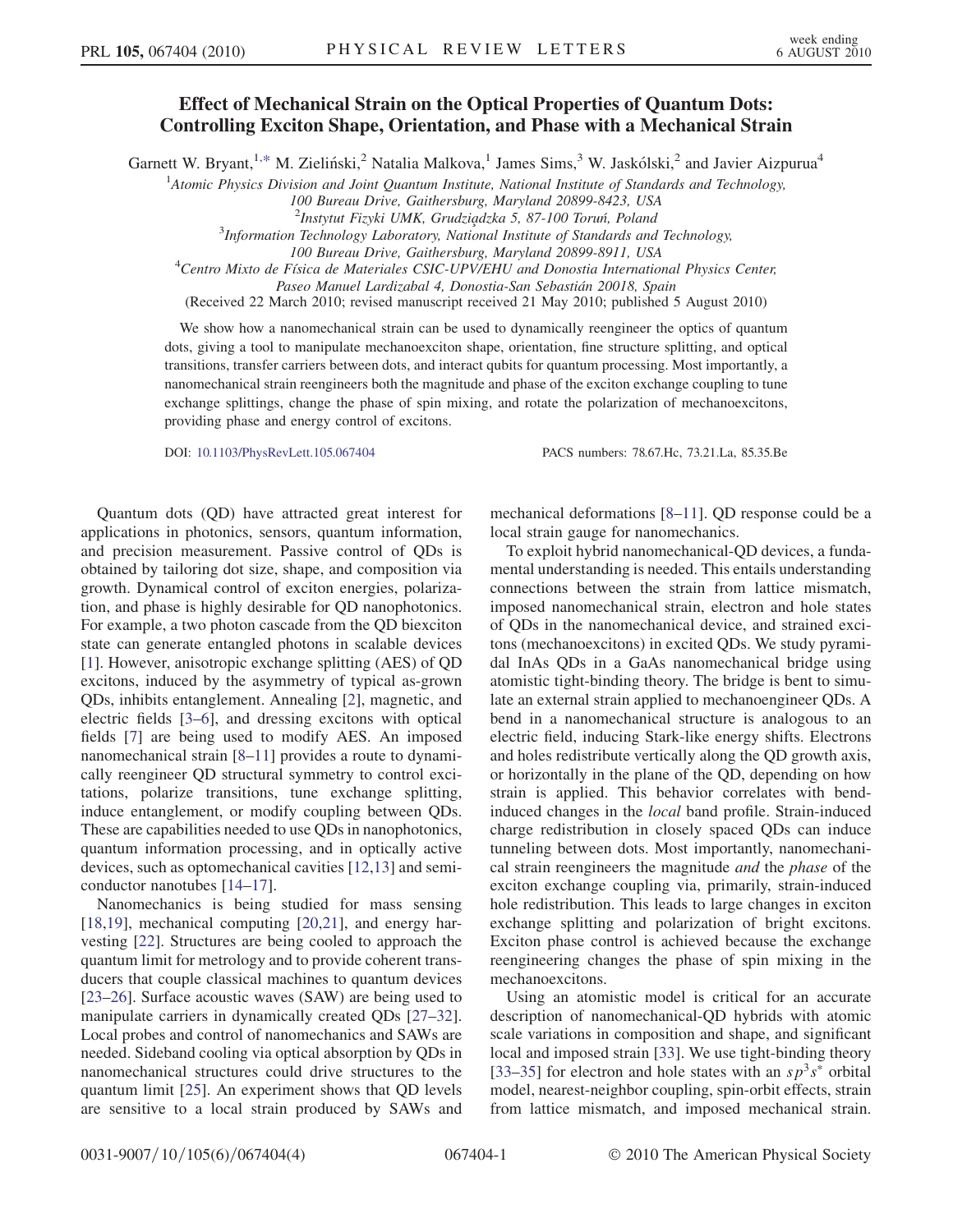# Effect of Mechanical Strain on the Optical Properties of Quantum Dots: Controlling Exciton Shape, Orientation, and Phase with a Mechanical Strain

Garnett W. Bryant,[1,*] M. Zieliński,[2] Natalia Malkova,[1] James Sims,[3] W. Jaskólski,[2] and Javier Aizpurua[4]

[1]Atomic Physics Division and Joint Quantum Institute, National Institute of Standards and Technology, 100 Bureau Drive, Gaithersburg, Maryland 20899-8423, USA

[2]Instytut Fizyki UMK, Grudziądzka 5, 87-100 Toruń, Poland

[3]Information Technology Laboratory, National Institute of Standards and Technology, 100 Bureau Drive, Gaithersburg, Maryland 20899-8911, USA

[4]Centro Mixto de Física de Materiales CSIC-UPV/EHU and Donostia International Physics Center, Paseo Manuel Lardizabal 4, Donostia-San Sebastián 20018, Spain

(Received 22 March 2010; revised manuscript received 21 May 2010; published 5 August 2010)

We show how a nanomechanical strain can be used to dynamically reengineer the optics of quantum dots, giving a tool to manipulate mechanoexciton shape, orientation, fine structure splitting, and optical transitions, transfer carriers between dots, and interact qubits for quantum processing. Most importantly, a nanomechanical strain reengineers both the magnitude and phase of the exciton exchange coupling to tune exchange splittings, change the phase of spin mixing, and rotate the polarization of mechanoexcitons, providing phase and energy control of excitons.

DOI: 10.1103/PhysRevLett.105.067404 PACS numbers: 78.67.Hc, 73.21.La, 85.35.Be

Quantum dots (QD) have attracted great interest for applications in photonics, sensors, quantum information, and precision measurement. Passive control of QDs is obtained by tailoring dot size, shape, and composition via growth. Dynamical control of exciton energies, polarization, and phase is highly desirable for QD nanophotonics. For example, a two photon cascade from the QD biexciton state can generate entangled photons in scalable devices [1]. However, anisotropic exchange splitting (AES) of QD excitons, induced by the asymmetry of typical as-grown QDs, inhibits entanglement. Annealing [2], magnetic, and electric fields [3–6], and dressing excitons with optical fields [7] are being used to modify AES. An imposed nanomechanical strain [8–11] provides a route to dynamically reengineer QD structural symmetry to control excitations, polarize transitions, tune exchange splitting, induce entanglement, or modify coupling between QDs. These are capabilities needed to use QDs in nanophotonics, quantum information processing, and in optically active devices, such as optomechanical cavities [12,13] and semiconductor nanotubes [14–17].

Nanomechanics is being studied for mass sensing [18,19], mechanical computing [20,21], and energy harvesting [22]. Structures are being cooled to approach the quantum limit for metrology and to provide coherent transducers that couple classical machines to quantum devices [23–26]. Surface acoustic waves (SAW) are being used to manipulate carriers in dynamically created QDs [27–32]. Local probes and control of nanomechanics and SAWs are needed. Sideband cooling via optical absorption by QDs in nanomechanical structures could drive structures to the quantum limit [25]. An experiment shows that QD levels are sensitive to a local strain produced by SAWs and mechanical deformations [8–11]. QD response could be a local strain gauge for nanomechanics.

To exploit hybrid nanomechanical-QD devices, a fundamental understanding is needed. This entails understanding connections between the strain from lattice mismatch, imposed nanomechanical strain, electron and hole states of QDs in the nanomechanical device, and strained excitons (mechanoexcitons) in excited QDs. We study pyramidal InAs QDs in a GaAs nanomechanical bridge using atomistic tight-binding theory. The bridge is bent to simulate an external strain applied to mechanoengineer QDs. A bend in a nanomechanical structure is analogous to an electric field, inducing Stark-like energy shifts. Electrons and holes redistribute vertically along the QD growth axis, or horizontally in the plane of the QD, depending on how strain is applied. This behavior correlates with bend-induced changes in the *local* band profile. Strain-induced charge redistribution in closely spaced QDs can induce tunneling between dots. Most importantly, nanomechanical strain reengineers the magnitude *and* the *phase* of the exciton exchange coupling via, primarily, strain-induced hole redistribution. This leads to large changes in exciton exchange splitting and polarization of bright excitons. Exciton phase control is achieved because the exchange reengineering changes the phase of spin mixing in the mechanoexcitons.

Using an atomistic model is critical for an accurate description of nanomechanical-QD hybrids with atomic scale variations in composition and shape, and significant local and imposed strain [33]. We use tight-binding theory [33–35] for electron and hole states with an $sp^3s^*$ orbital model, nearest-neighbor coupling, spin-orbit effects, strain from lattice mismatch, and imposed mechanical strain.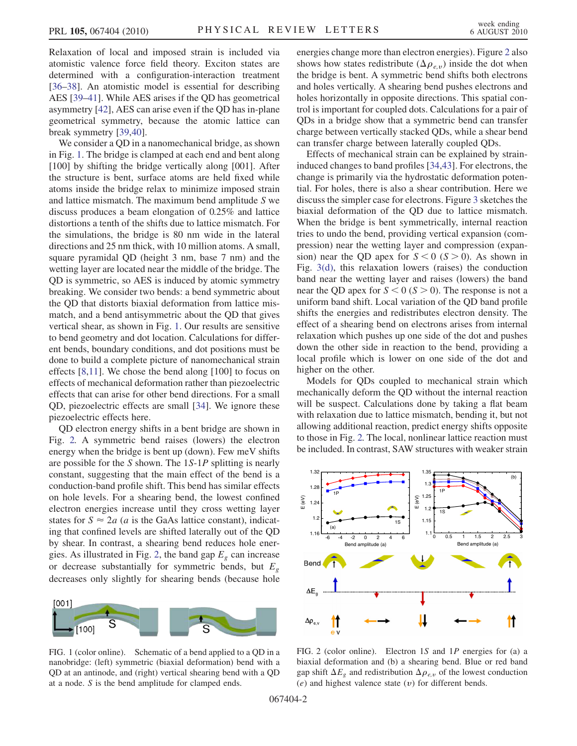Relaxation of local and imposed strain is included via atomistic valence force field theory. Exciton states are determined with a configuration-interaction treatment [36–38]. An atomistic model is essential for describing AES [39–41]. While AES arises if the QD has geometrical asymmetry [42], AES can arise even if the QD has in-plane geometrical symmetry, because the atomic lattice can break symmetry [39,40].

We consider a QD in a nanomechanical bridge, as shown in Fig. 1. The bridge is clamped at each end and bent along [100] by shifting the bridge vertically along [001]. After the structure is bent, surface atoms are held fixed while atoms inside the bridge relax to minimize imposed strain and lattice mismatch. The maximum bend amplitude $S$ we discuss produces a beam elongation of 0.25% and lattice distortions a tenth of the shifts due to lattice mismatch. For the simulations, the bridge is 80 nm wide in the lateral directions and 25 nm thick, with 10 million atoms. A small, square pyramidal QD (height 3 nm, base 7 nm) and the wetting layer are located near the middle of the bridge. The QD is symmetric, so AES is induced by atomic symmetry breaking. We consider two bends: a bend symmetric about the QD that distorts biaxial deformation from lattice mismatch, and a bend antisymmetric about the QD that gives vertical shear, as shown in Fig. 1. Our results are sensitive to bend geometry and dot location. Calculations for different bends, boundary conditions, and dot positions must be done to build a complete picture of nanomechanical strain effects [8,11]. We chose the bend along [100] to focus on effects of mechanical deformation rather than piezoelectric effects that can arise for other bend directions. For a small QD, piezoelectric effects are small [34]. We ignore these piezoelectric effects here.

QD electron energy shifts in a bent bridge are shown in Fig. 2. A symmetric bend raises (lowers) the electron energy when the bridge is bent up (down). Few meV shifts are possible for the $S$ shown. The $1S$-$1P$ splitting is nearly constant, suggesting that the main effect of the bend is a conduction-band profile shift. This bend has similar effects on hole levels. For a shearing bend, the lowest confined electron energies increase until they cross wetting layer states for $S \approx 2a$ ($a$ is the GaAs lattice constant), indicating that confined levels are shifted laterally out of the QD by shear. In contrast, a shearing bend reduces hole energies. As illustrated in Fig. 2, the band gap $E_g$ can increase or decrease substantially for symmetric bends, but $E_g$ decreases only slightly for shearing bends (because hole energies change more than electron energies). Figure 2 also shows how states redistribute ($\Delta\rho_{e,v}$) inside the dot when the bridge is bent. A symmetric bend shifts both electrons and holes vertically. A shearing bend pushes electrons and holes horizontally in opposite directions. This spatial control is important for coupled dots. Calculations for a pair of QDs in a bridge show that a symmetric bend can transfer charge between vertically stacked QDs, while a shear bend can transfer charge between laterally coupled QDs.

FIG. 1 (color online). Schematic of a bend applied to a QD in a nanobridge: (left) symmetric (biaxial deformation) bend with a QD at an antinode, and (right) vertical shearing bend with a QD at a node. $S$ is the bend amplitude for clamped ends.

Effects of mechanical strain can be explained by strain-induced changes to band profiles [34,43]. For electrons, the change is primarily via the hydrostatic deformation potential. For holes, there is also a shear contribution. Here we discuss the simpler case for electrons. Figure 3 sketches the biaxial deformation of the QD due to lattice mismatch. When the bridge is bent symmetrically, internal reaction tries to undo the bend, providing vertical expansion (compression) near the wetting layer and compression (expansion) near the QD apex for $S < 0$ ($S > 0$). As shown in Fig. 3(d), this relaxation lowers (raises) the conduction band near the wetting layer and raises (lowers) the band near the QD apex for $S < 0$ ($S > 0$). The response is not a uniform band shift. Local variation of the QD band profile shifts the energies and redistributes electron density. The effect of a shearing bend on electrons arises from internal relaxation which pushes up one side of the dot and pushes down the other side in reaction to the bend, providing a local profile which is lower on one side of the dot and higher on the other.

Models for QDs coupled to mechanical strain which mechanically deform the QD without the internal reaction will be suspect. Calculations done by taking a flat beam with relaxation due to lattice mismatch, bending it, but not allowing additional reaction, predict energy shifts opposite to those in Fig. 2. The local, nonlinear lattice reaction must be included. In contrast, SAW structures with weaker strain

FIG. 2 (color online). Electron $1S$ and $1P$ energies for (a) a biaxial deformation and (b) a shearing bend. Blue or red band gap shift $\Delta E_g$ and redistribution $\Delta\rho_{e,v}$ of the lowest conduction ($e$) and highest valence state ($v$) for different bends.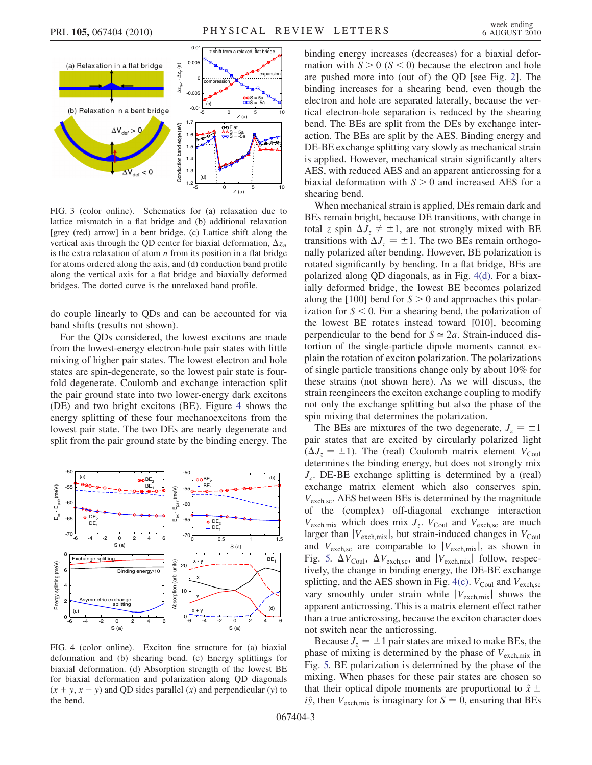FIG. 3 (color online). Schematics for (a) relaxation due to lattice mismatch in a flat bridge and (b) additional relaxation [grey (red) arrow] in a bent bridge. (c) Lattice shift along the vertical axis through the QD center for biaxial deformation, $\Delta z_n$ is the extra relaxation of atom $n$ from its position in a flat bridge for atoms ordered along the axis, and (d) conduction band profile along the vertical axis for a flat bridge and biaxially deformed bridges. The dotted curve is the unrelaxed band profile.

do couple linearly to QDs and can be accounted for via band shifts (results not shown).

For the QDs considered, the lowest excitons are made from the lowest-energy electron-hole pair states with little mixing of higher pair states. The lowest electron and hole states are spin-degenerate, so the lowest pair state is fourfold degenerate. Coulomb and exchange interaction split the pair ground state into two lower-energy dark excitons (DE) and two bright excitons (BE). Figure 4 shows the energy splitting of these four mechanoexcitons from the lowest pair state. The two DEs are nearly degenerate and split from the pair ground state by the binding energy. The

FIG. 4 (color online). Exciton fine structure for (a) biaxial deformation and (b) shearing bend. (c) Energy splittings for biaxial deformation. (d) Absorption strength of the lowest BE for biaxial deformation and polarization along QD diagonals ($x + y$, $x - y$) and QD sides parallel ($x$) and perpendicular ($y$) to the bend.

binding energy increases (decreases) for a biaxial deformation with $S > 0$ ($S < 0$) because the electron and hole are pushed more into (out of) the QD [see Fig. 2]. The binding increases for a shearing bend, even though the electron and hole are separated laterally, because the vertical electron-hole separation is reduced by the shearing bend. The BEs are split from the DEs by exchange interaction. The BEs are split by the AES. Binding energy and DE-BE exchange splitting vary slowly as mechanical strain is applied. However, mechanical strain significantly alters AES, with reduced AES and an apparent anticrossing for a biaxial deformation with $S > 0$ and increased AES for a shearing bend.

When mechanical strain is applied, DEs remain dark and BEs remain bright, because DE transitions, with change in total $z$ spin $\Delta J_z \neq \pm 1$, are not strongly mixed with BE transitions with $\Delta J_z = \pm 1$. The two BEs remain orthogonally polarized after bending. However, BE polarization is rotated significantly by bending. In a flat bridge, BEs are polarized along QD diagonals, as in Fig. 4(d). For a biaxially deformed bridge, the lowest BE becomes polarized along the [100] bend for $S > 0$ and approaches this polarization for $S < 0$. For a shearing bend, the polarization of the lowest BE rotates instead toward [010], becoming perpendicular to the bend for $S \simeq 2a$. Strain-induced distortion of the single-particle dipole moments cannot explain the rotation of exciton polarization. The polarizations of single particle transitions change only by about 10% for these strains (not shown here). As we will discuss, the strain reengineers the exciton exchange coupling to modify not only the exchange splitting but also the phase of the spin mixing that determines the polarization.

The BEs are mixtures of the two degenerate, $J_z = \pm 1$ pair states that are excited by circularly polarized light ($\Delta J_z = \pm 1$). The (real) Coulomb matrix element $V_{\mathrm{Coul}}$ determines the binding energy, but does not strongly mix $J_z$. DE-BE exchange splitting is determined by a (real) exchange matrix element which also conserves spin, $V_{\mathrm{exch,sc}}$. AES between BEs is determined by the magnitude of the (complex) off-diagonal exchange interaction $V_{\mathrm{exch,mix}}$ which does mix $J_z$. $V_{\mathrm{Coul}}$ and $V_{\mathrm{exch,sc}}$ are much larger than $|V_{\mathrm{exch,mix}}|$, but strain-induced changes in $V_{\mathrm{Coul}}$ and $V_{\mathrm{exch,sc}}$ are comparable to $|V_{\mathrm{exch,mix}}|$, as shown in Fig. 5. $\Delta V_{\mathrm{Coul}}$, $\Delta V_{\mathrm{exch,sc}}$, and $|V_{\mathrm{exch,mix}}|$ follow, respectively, the change in binding energy, the DE-BE exchange splitting, and the AES shown in Fig. 4(c). $V_{\mathrm{Coul}}$ and $V_{\mathrm{exch,sc}}$ vary smoothly under strain while $|V_{\mathrm{exch,mix}}|$ shows the apparent anticrossing. This is a matrix element effect rather than a true anticrossing, because the exciton character does not switch near the anticrossing.

Because $J_z = \pm 1$ pair states are mixed to make BEs, the phase of mixing is determined by the phase of $V_{\mathrm{exch,mix}}$ in Fig. 5. BE polarization is determined by the phase of the mixing. When phases for these pair states are chosen so that their optical dipole moments are proportional to $\hat{x} \pm i\hat{y}$, then $V_{\mathrm{exch,mix}}$ is imaginary for $S = 0$, ensuring that BEs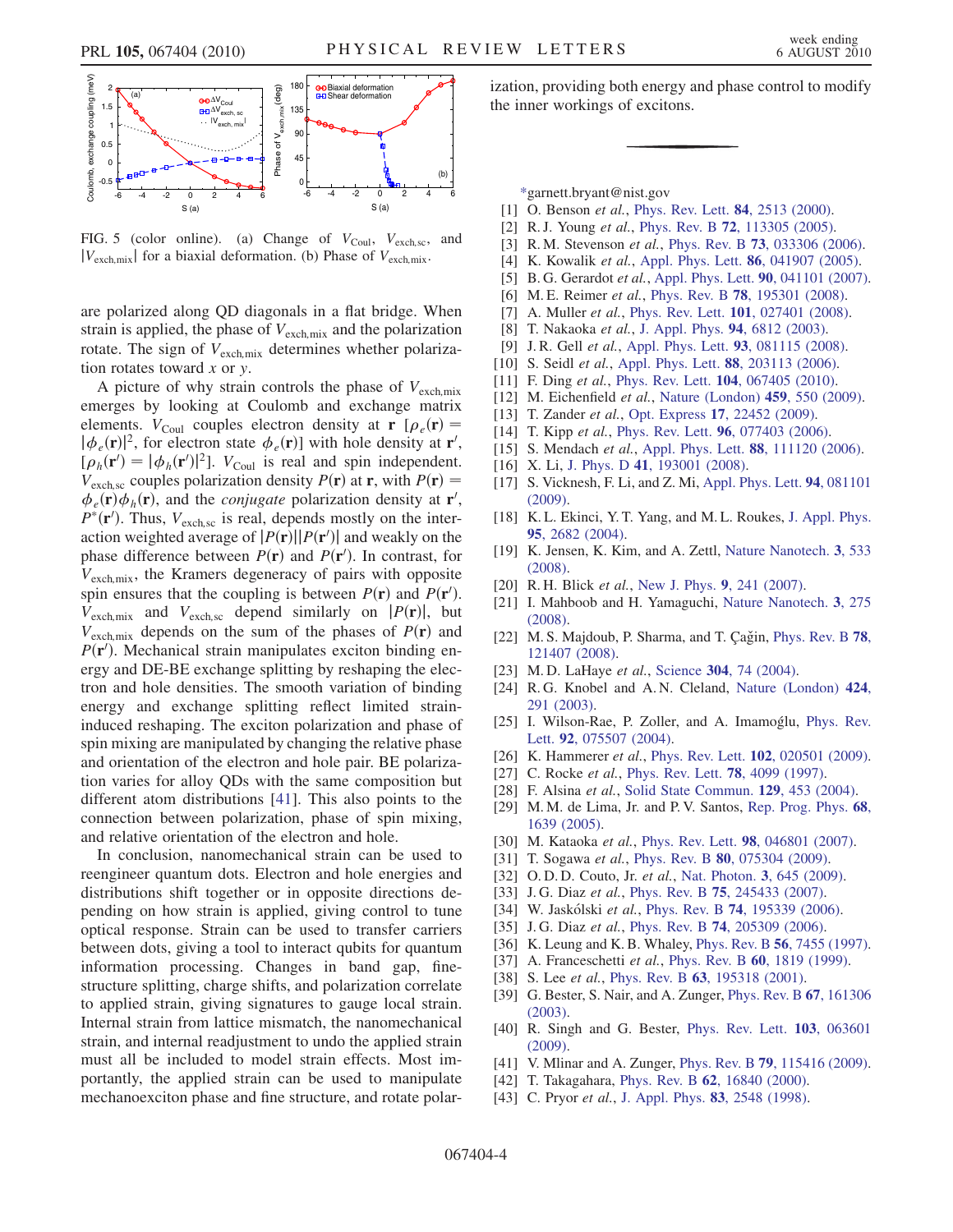(a)

ΔV<sub>Coul</sub>

Coulomb, exchange coupling (meV)

2
1.5
1
0.5
0
-0.5

-6 -4 -2 0 2 4 6

S (a)

(b)

Biaxial deformation
Shear deformation

Phase of $V_{exch,mix}$ (deg)

180
135
90
45
0

-6 -4 -2 0 2 4 6

S (a)

FIG. 5 (color online). (a) Change of $V_{\mathrm{Coul}}$, $V_{\mathrm{exch,sc}}$, and $|V_{\mathrm{exch,mix}}|$ for a biaxial deformation. (b) Phase of $V_{\mathrm{exch,mix}}$.

are polarized along QD diagonals in a flat bridge. When strain is applied, the phase of $V_{\mathrm{exch,mix}}$ and the polarization rotate. The sign of $V_{\mathrm{exch,mix}}$ determines whether polarization rotates toward $x$ or $y$.

A picture of why strain controls the phase of $V_{\mathrm{exch,mix}}$ emerges by looking at Coulomb and exchange matrix elements. $V_{\mathrm{Coul}}$ couples electron density at $\mathbf{r}$ $[\rho_e(\mathbf{r}) = |\phi_e(\mathbf{r})|^2$, for electron state $\phi_e(\mathbf{r})]$ with hole density at $\mathbf{r}'$, $[\rho_h(\mathbf{r}') = |\phi_h(\mathbf{r}')|^2]$. $V_{\mathrm{Coul}}$ is real and spin independent. $V_{\mathrm{exch,sc}}$ couples polarization density $P(\mathbf{r})$ at $\mathbf{r}$, with $P(\mathbf{r}) = \phi_e(\mathbf{r})\phi_h(\mathbf{r})$, and the *conjugate* polarization density at $\mathbf{r}'$, $P^*(\mathbf{r}')$. Thus, $V_{\mathrm{exch,sc}}$ is real, depends mostly on the interaction weighted average of $|P(\mathbf{r})||P(\mathbf{r}')|$ and weakly on the phase difference between $P(\mathbf{r})$ and $P(\mathbf{r}')$. In contrast, for $V_{\mathrm{exch,mix}}$, the Kramers degeneracy of pairs with opposite spin ensures that the coupling is between $P(\mathbf{r})$ and $P(\mathbf{r}')$. $V_{\mathrm{exch,mix}}$ and $V_{\mathrm{exch,sc}}$ depend similarly on $|P(\mathbf{r})|$, but $V_{\mathrm{exch,mix}}$ depends on the sum of the phases of $P(\mathbf{r})$ and $P(\mathbf{r}')$. Mechanical strain manipulates exciton binding energy and DE-BE exchange splitting by reshaping the electron and hole densities. The smooth variation of binding energy and exchange splitting reflect limited strain-induced reshaping. The exciton polarization and phase of spin mixing are manipulated by changing the relative phase and orientation of the electron and hole pair. BE polarization varies for alloy QDs with the same composition but different atom distributions [41]. This also points to the connection between polarization, phase of spin mixing, and relative orientation of the electron and hole.

In conclusion, nanomechanical strain can be used to reengineer quantum dots. Electron and hole energies and distributions shift together or in opposite directions depending on how strain is applied, giving control to tune optical response. Strain can be used to transfer carriers between dots, giving a tool to interact qubits for quantum information processing. Changes in band gap, fine-structure splitting, charge shifts, and polarization correlate to applied strain, giving signatures to gauge local strain. Internal strain from lattice mismatch, the nanomechanical strain, and internal readjustment to undo the applied strain must all be included to model strain effects. Most importantly, the applied strain can be used to manipulate mechanoexciton phase and fine structure, and rotate polarization, providing both energy and phase control to modify the inner workings of excitons.

*garnett.bryant@nist.gov

[1] O. Benson *et al.*, Phys. Rev. Lett. **84**, 2513 (2000).
[2] R. J. Young *et al.*, Phys. Rev. B **72**, 113305 (2005).
[3] R. M. Stevenson *et al.*, Phys. Rev. B **73**, 033306 (2006).
[4] K. Kowalik *et al.*, Appl. Phys. Lett. **86**, 041907 (2005).
[5] B. G. Gerardot *et al.*, Appl. Phys. Lett. **90**, 041101 (2007).
[6] M. E. Reimer *et al.*, Phys. Rev. B **78**, 195301 (2008).
[7] A. Muller *et al.*, Phys. Rev. Lett. **101**, 027401 (2008).
[8] T. Nakaoka *et al.*, J. Appl. Phys. **94**, 6812 (2003).
[9] J. R. Gell *et al.*, Appl. Phys. Lett. **93**, 081115 (2008).
[10] S. Seidl *et al.*, Appl. Phys. Lett. **88**, 203113 (2006).
[11] F. Ding *et al.*, Phys. Rev. Lett. **104**, 067405 (2010).
[12] M. Eichenfield *et al.*, Nature (London) **459**, 550 (2009).
[13] T. Zander *et al.*, Opt. Express **17**, 22452 (2009).
[14] T. Kipp *et al.*, Phys. Rev. Lett. **96**, 077403 (2006).
[15] S. Mendach *et al.*, Appl. Phys. Lett. **88**, 111120 (2006).
[16] X. Li, J. Phys. D **41**, 193001 (2008).
[17] S. Vicknesh, F. Li, and Z. Mi, Appl. Phys. Lett. **94**, 081101 (2009).
[18] K. L. Ekinci, Y. T. Yang, and M. L. Roukes, J. Appl. Phys. **95**, 2682 (2004).
[19] K. Jensen, K. Kim, and A. Zettl, Nature Nanotech. **3**, 533 (2008).
[20] R. H. Blick *et al.*, New J. Phys. **9**, 241 (2007).
[21] I. Mahboob and H. Yamaguchi, Nature Nanotech. **3**, 275 (2008).
[22] M. S. Majdoub, P. Sharma, and T. Çağin, Phys. Rev. B **78**, 121407 (2008).
[23] M. D. LaHaye *et al.*, Science **304**, 74 (2004).
[24] R. G. Knobel and A. N. Cleland, Nature (London) **424**, 291 (2003).
[25] I. Wilson-Rae, P. Zoller, and A. Imamoğlu, Phys. Rev. Lett. **92**, 075507 (2004).
[26] K. Hammerer *et al.*, Phys. Rev. Lett. **102**, 020501 (2009).
[27] C. Rocke *et al.*, Phys. Rev. Lett. **78**, 4099 (1997).
[28] F. Alsina *et al.*, Solid State Commun. **129**, 453 (2004).
[29] M. M. de Lima, Jr. and P. V. Santos, Rep. Prog. Phys. **68**, 1639 (2005).
[30] M. Kataoka *et al.*, Phys. Rev. Lett. **98**, 046801 (2007).
[31] T. Sogawa *et al.*, Phys. Rev. B **80**, 075304 (2009).
[32] O. D. D. Couto, Jr. *et al.*, Nat. Photon. **3**, 645 (2009).
[33] J. G. Diaz *et al.*, Phys. Rev. B **75**, 245433 (2007).
[34] W. Jaskólski *et al.*, Phys. Rev. B **74**, 195339 (2006).
[35] J. G. Diaz *et al.*, Phys. Rev. B **74**, 205309 (2006).
[36] K. Leung and K. B. Whaley, Phys. Rev. B **56**, 7455 (1997).
[37] A. Franceschetti *et al.*, Phys. Rev. B **60**, 1819 (1999).
[38] S. Lee *et al.*, Phys. Rev. B **63**, 195318 (2001).
[39] G. Bester, S. Nair, and A. Zunger, Phys. Rev. B **67**, 161306 (2003).
[40] R. Singh and G. Bester, Phys. Rev. Lett. **103**, 063601 (2009).
[41] V. Mlinar and A. Zunger, Phys. Rev. B **79**, 115416 (2009).
[42] T. Takagahara, Phys. Rev. B **62**, 16840 (2000).
[43] C. Pryor *et al.*, J. Appl. Phys. **83**, 2548 (1998).